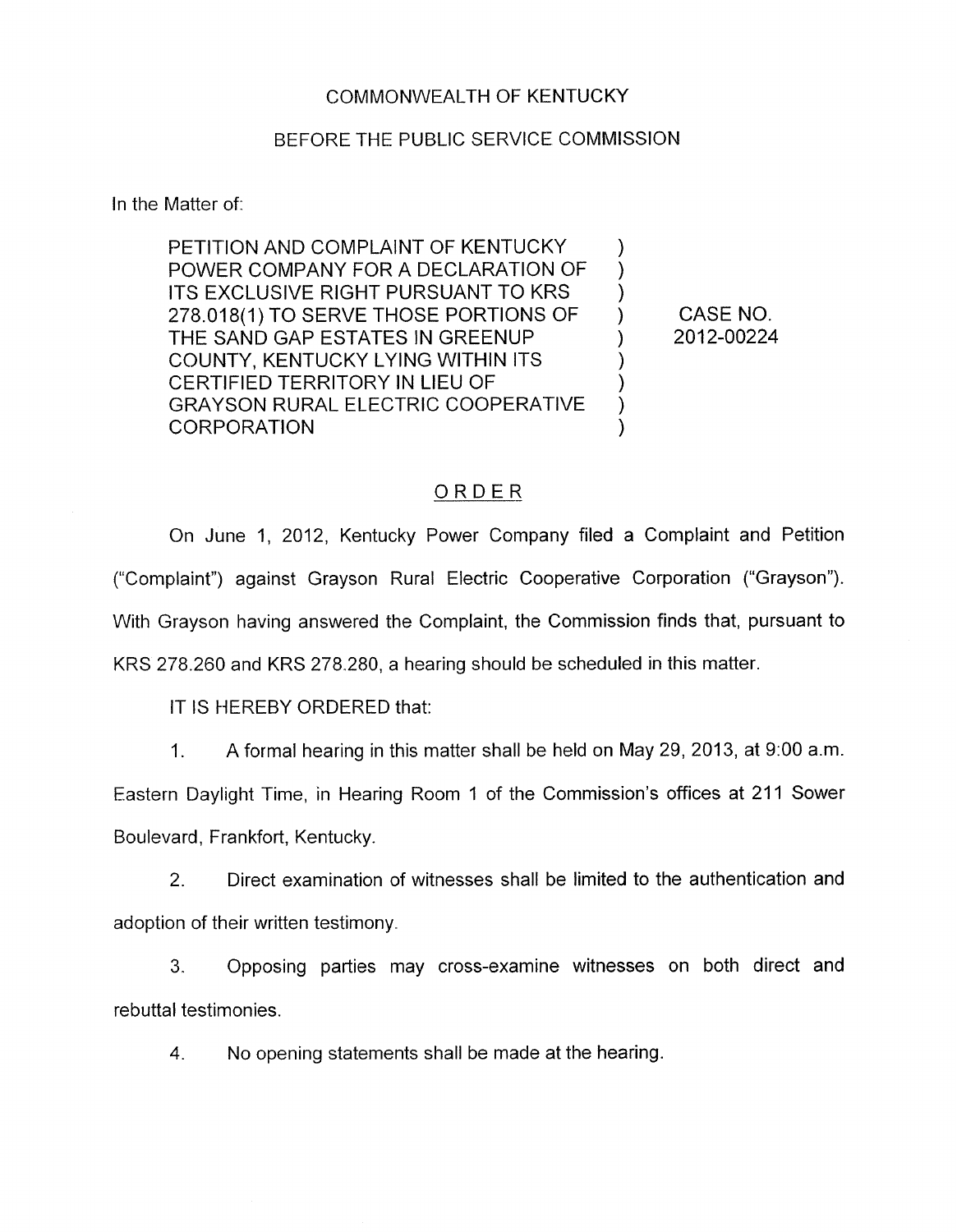COMMONWEALTH OF KENTUCKY

BEFORE THE PUBLIC SERVICE COMMISSION

In the Matter of:

| | | |
|---|---|---|
| PETITION AND COMPLAINT OF KENTUCKY POWER COMPANY FOR A DECLARATION OF ITS EXCLUSIVE RIGHT PURSUANT TO KRS 278.018(1) TO SERVE THOSE PORTIONS OF THE SAND GAP ESTATES IN GREENUP COUNTY, KENTUCKY LYING WITHIN ITS CERTIFIED TERRITORY IN LIEU OF GRAYSON RURAL ELECTRIC COOPERATIVE CORPORATION | ) | CASE NO. 2012-00224 |

## ORDER

On June 1, 2012, Kentucky Power Company filed a Complaint and Petition ("Complaint") against Grayson Rural Electric Cooperative Corporation ("Grayson"). With Grayson having answered the Complaint, the Commission finds that, pursuant to KRS 278.260 and KRS 278.280, a hearing should be scheduled in this matter.

IT IS HEREBY ORDERED that:

1. A formal hearing in this matter shall be held on May 29, 2013, at 9:00 a.m. Eastern Daylight Time, in Hearing Room 1 of the Commission's offices at 211 Sower Boulevard, Frankfort, Kentucky.

2. Direct examination of witnesses shall be limited to the authentication and adoption of their written testimony.

3. Opposing parties may cross-examine witnesses on both direct and rebuttal testimonies.

4. No opening statements shall be made at the hearing.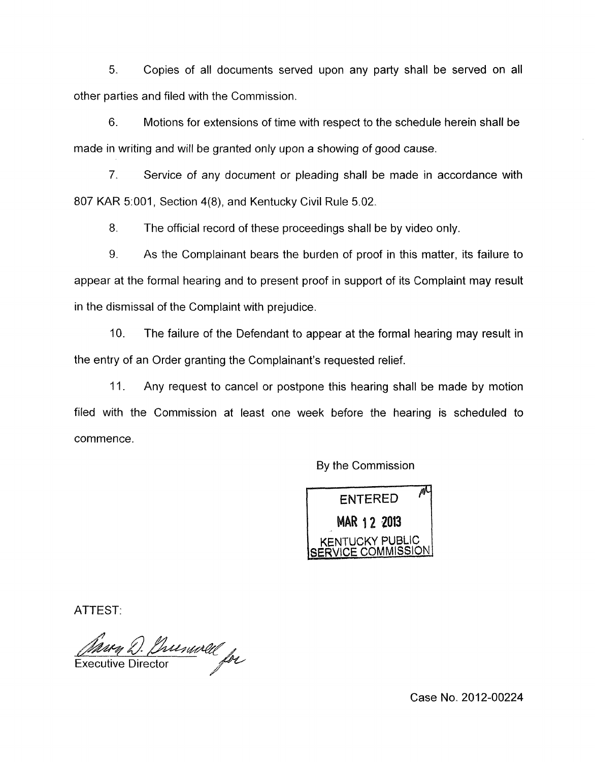5. Copies of all documents served upon any party shall be served on all other parties and filed with the Commission.

6. Motions for extensions of time with respect to the schedule herein shall be made in writing and will be granted only upon a showing of good cause.

7. Service of any document or pleading shall be made in accordance with 807 KAR 5:001, Section 4(8), and Kentucky Civil Rule 5.02.

8. The official record of these proceedings shall be by video only.

9. As the Complainant bears the burden of proof in this matter, its failure to appear at the formal hearing and to present proof in support of its Complaint may result in the dismissal of the Complaint with prejudice.

10. The failure of the Defendant to appear at the formal hearing may result in the entry of an Order granting the Complainant's requested relief.

11. Any request to cancel or postpone this hearing shall be made by motion filed with the Commission at least one week before the hearing is scheduled to commence.

By the Commission

ENTERED
MAR 12 2013
KENTUCKY PUBLIC SERVICE COMMISSION

ATTEST:

Executive Director

Case No. 2012-00224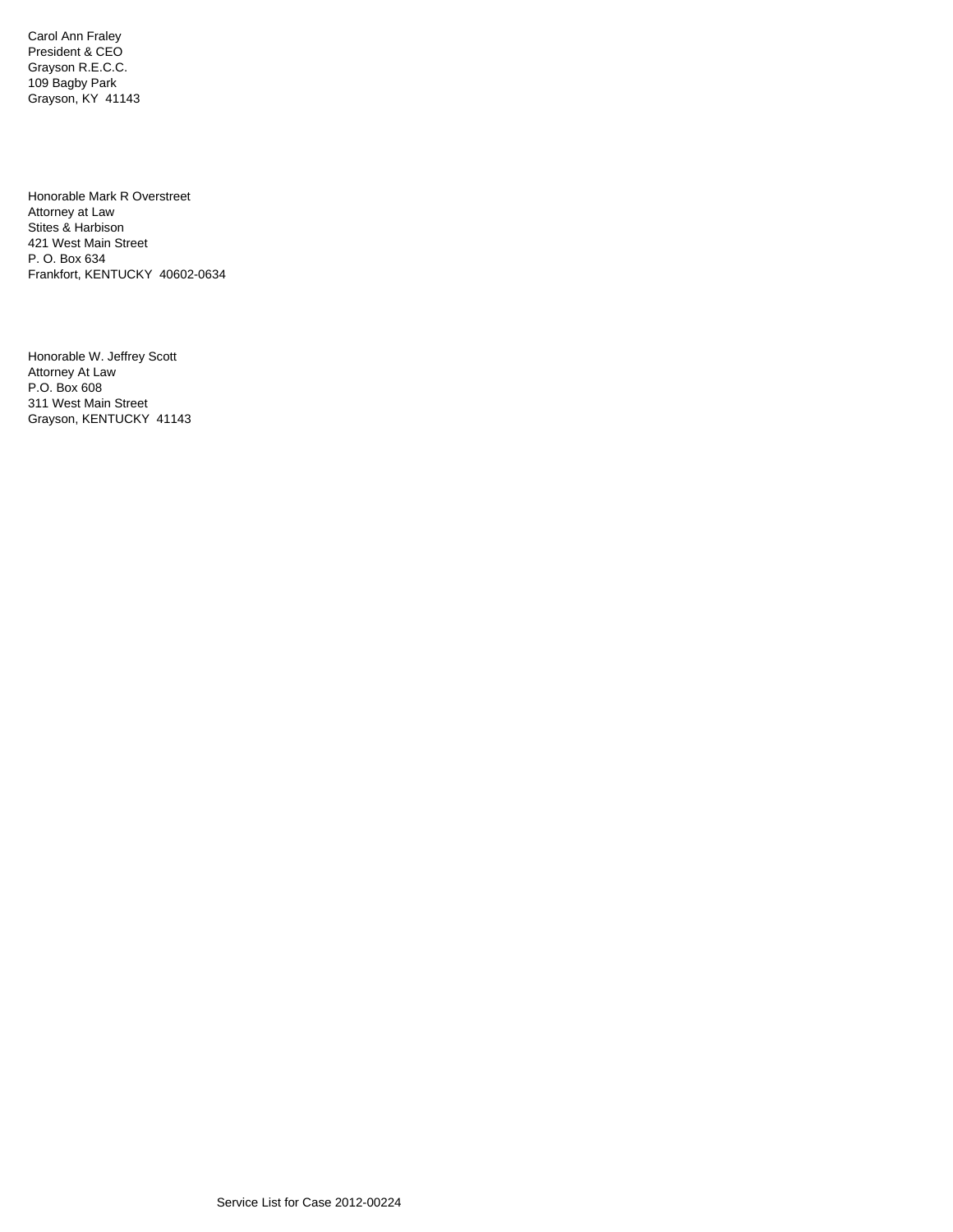Carol Ann Fraley
President & CEO
Grayson R.E.C.C.
109 Bagby Park
Grayson, KY  41143

Honorable Mark R Overstreet
Attorney at Law
Stites & Harbison
421 West Main Street
P. O. Box 634
Frankfort, KENTUCKY  40602-0634

Honorable W. Jeffrey Scott
Attorney At Law
P.O. Box 608
311 West Main Street
Grayson, KENTUCKY  41143

Service List for Case 2012-00224